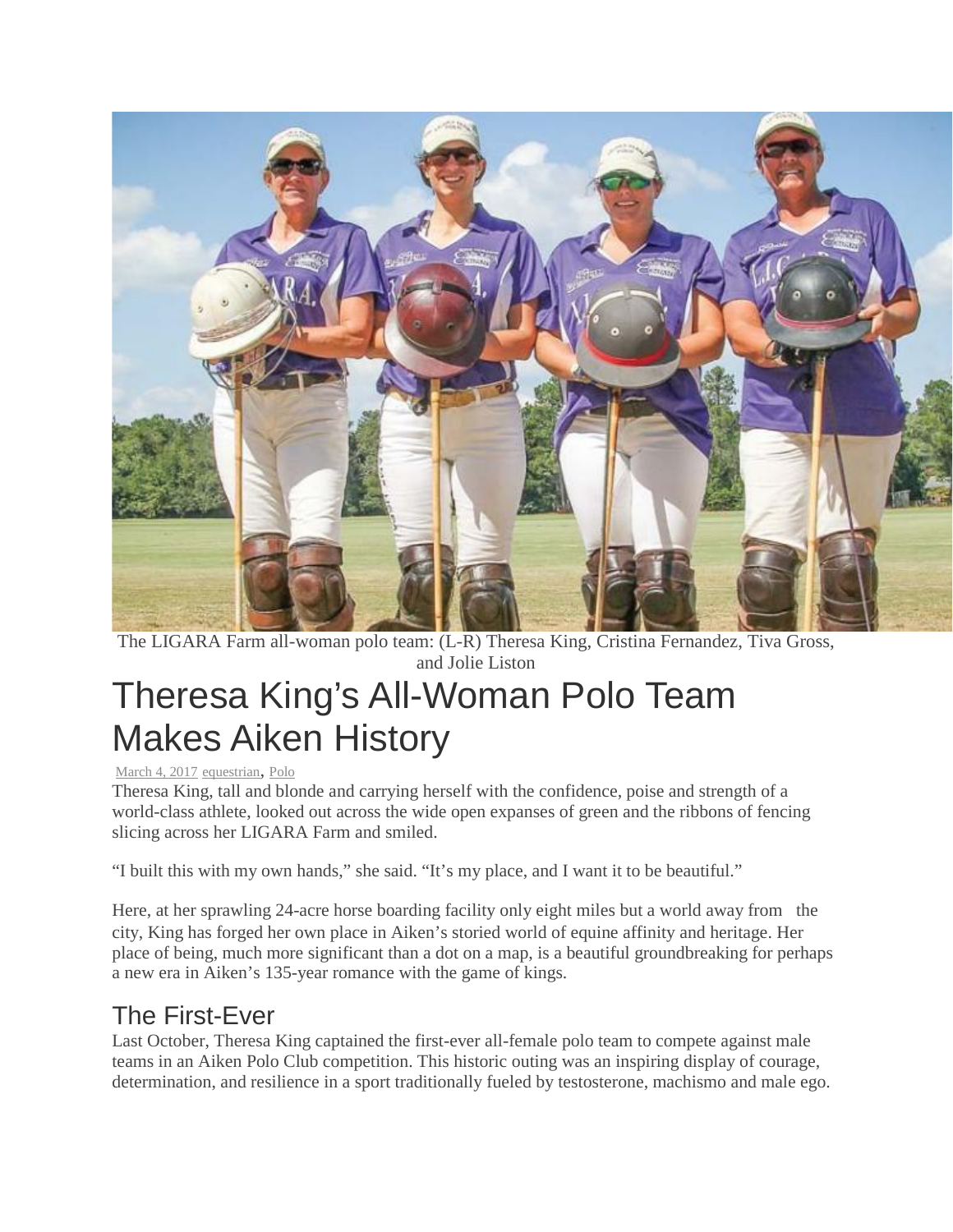The LIGARA Farm all-woman polo team: (L-R) Theresa King, Cristina Fernandez, Tiva Gross, and Jolie Liston

# Theresa King's All-Woman Polo Team Makes Aiken History

March 4, 2017 equestrian, Polo

Theresa King, tall and blonde and carrying herself with the confidence, poise and strength of a world-class athlete, looked out across the wide open expanses of green and the ribbons of fencing slicing across her LIGARA Farm and smiled.

"I built this with my own hands," she said. "It's my place, and I want it to be beautiful."

Here, at her sprawling 24-acre horse boarding facility only eight miles but a world away from the city, King has forged her own place in Aiken's storied world of equine affinity and heritage. Her place of being, much more significant than a dot on a map, is a beautiful groundbreaking for perhaps a new era in Aiken's 135-year romance with the game of kings.

## The First-Ever

Last October, Theresa King captained the first-ever all-female polo team to compete against male teams in an Aiken Polo Club competition. This historic outing was an inspiring display of courage, determination, and resilience in a sport traditionally fueled by testosterone, machismo and male ego.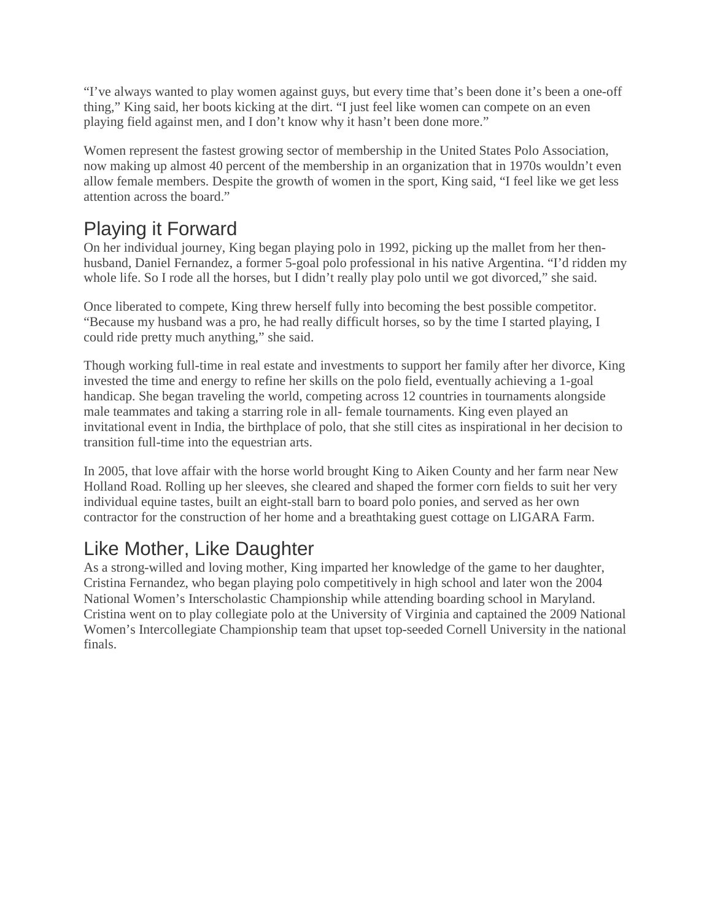"I've always wanted to play women against guys, but every time that's been done it's been a one-off thing," King said, her boots kicking at the dirt. "I just feel like women can compete on an even playing field against men, and I don't know why it hasn't been done more."

Women represent the fastest growing sector of membership in the United States Polo Association, now making up almost 40 percent of the membership in an organization that in 1970s wouldn't even allow female members. Despite the growth of women in the sport, King said, "I feel like we get less attention across the board."

## Playing it Forward

On her individual journey, King began playing polo in 1992, picking up the mallet from her then-husband, Daniel Fernandez, a former 5-goal polo professional in his native Argentina. "I'd ridden my whole life. So I rode all the horses, but I didn't really play polo until we got divorced," she said.

Once liberated to compete, King threw herself fully into becoming the best possible competitor. "Because my husband was a pro, he had really difficult horses, so by the time I started playing, I could ride pretty much anything," she said.

Though working full-time in real estate and investments to support her family after her divorce, King invested the time and energy to refine her skills on the polo field, eventually achieving a 1-goal handicap. She began traveling the world, competing across 12 countries in tournaments alongside male teammates and taking a starring role in all- female tournaments. King even played an invitational event in India, the birthplace of polo, that she still cites as inspirational in her decision to transition full-time into the equestrian arts.

In 2005, that love affair with the horse world brought King to Aiken County and her farm near New Holland Road. Rolling up her sleeves, she cleared and shaped the former corn fields to suit her very individual equine tastes, built an eight-stall barn to board polo ponies, and served as her own contractor for the construction of her home and a breathtaking guest cottage on LIGARA Farm.

## Like Mother, Like Daughter

As a strong-willed and loving mother, King imparted her knowledge of the game to her daughter, Cristina Fernandez, who began playing polo competitively in high school and later won the 2004 National Women's Interscholastic Championship while attending boarding school in Maryland. Cristina went on to play collegiate polo at the University of Virginia and captained the 2009 National Women's Intercollegiate Championship team that upset top-seeded Cornell University in the national finals.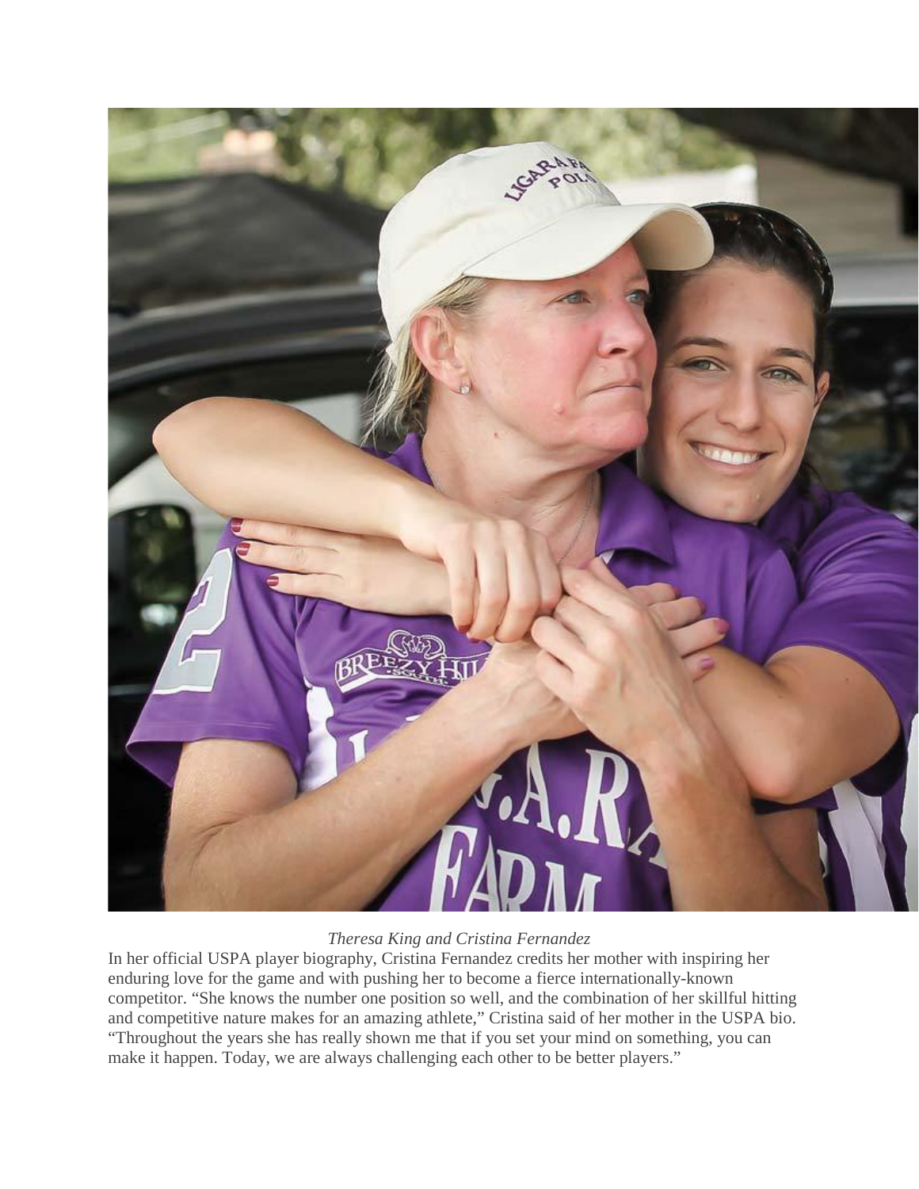*Theresa King and Cristina Fernandez*

In her official USPA player biography, Cristina Fernandez credits her mother with inspiring her enduring love for the game and with pushing her to become a fierce internationally-known competitor. “She knows the number one position so well, and the combination of her skillful hitting and competitive nature makes for an amazing athlete,” Cristina said of her mother in the USPA bio. “Throughout the years she has really shown me that if you set your mind on something, you can make it happen. Today, we are always challenging each other to be better players.”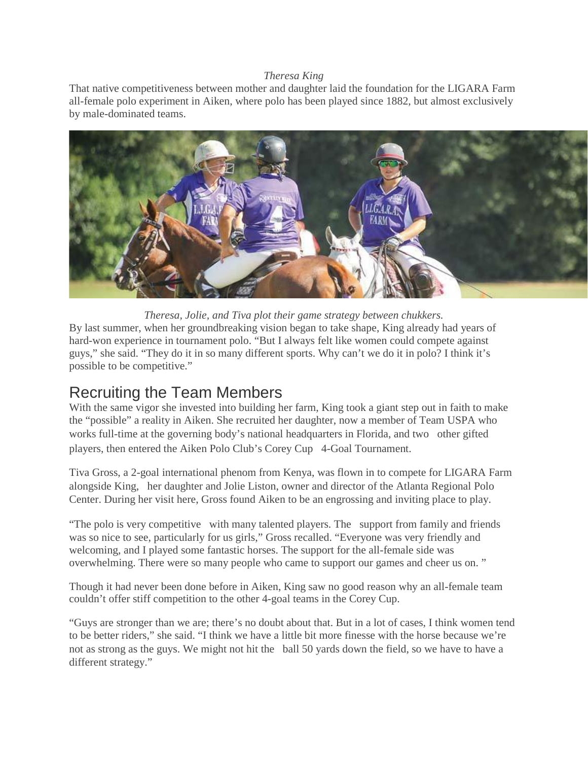*Theresa King*

That native competitiveness between mother and daughter laid the foundation for the LIGARA Farm all-female polo experiment in Aiken, where polo has been played since 1882, but almost exclusively by male-dominated teams.

*Theresa, Jolie, and Tiva plot their game strategy between chukkers.*

By last summer, when her groundbreaking vision began to take shape, King already had years of hard-won experience in tournament polo. "But I always felt like women could compete against guys," she said. "They do it in so many different sports. Why can't we do it in polo? I think it's possible to be competitive."

## Recruiting the Team Members

With the same vigor she invested into building her farm, King took a giant step out in faith to make the "possible" a reality in Aiken. She recruited her daughter, now a member of Team USPA who works full-time at the governing body's national headquarters in Florida, and two other gifted players, then entered the Aiken Polo Club's Corey Cup 4-Goal Tournament.

Tiva Gross, a 2-goal international phenom from Kenya, was flown in to compete for LIGARA Farm alongside King, her daughter and Jolie Liston, owner and director of the Atlanta Regional Polo Center. During her visit here, Gross found Aiken to be an engrossing and inviting place to play.

"The polo is very competitive with many talented players. The support from family and friends was so nice to see, particularly for us girls," Gross recalled. "Everyone was very friendly and welcoming, and I played some fantastic horses. The support for the all-female side was overwhelming. There were so many people who came to support our games and cheer us on. "

Though it had never been done before in Aiken, King saw no good reason why an all-female team couldn't offer stiff competition to the other 4-goal teams in the Corey Cup.

"Guys are stronger than we are; there's no doubt about that. But in a lot of cases, I think women tend to be better riders," she said. "I think we have a little bit more finesse with the horse because we're not as strong as the guys. We might not hit the ball 50 yards down the field, so we have to have a different strategy."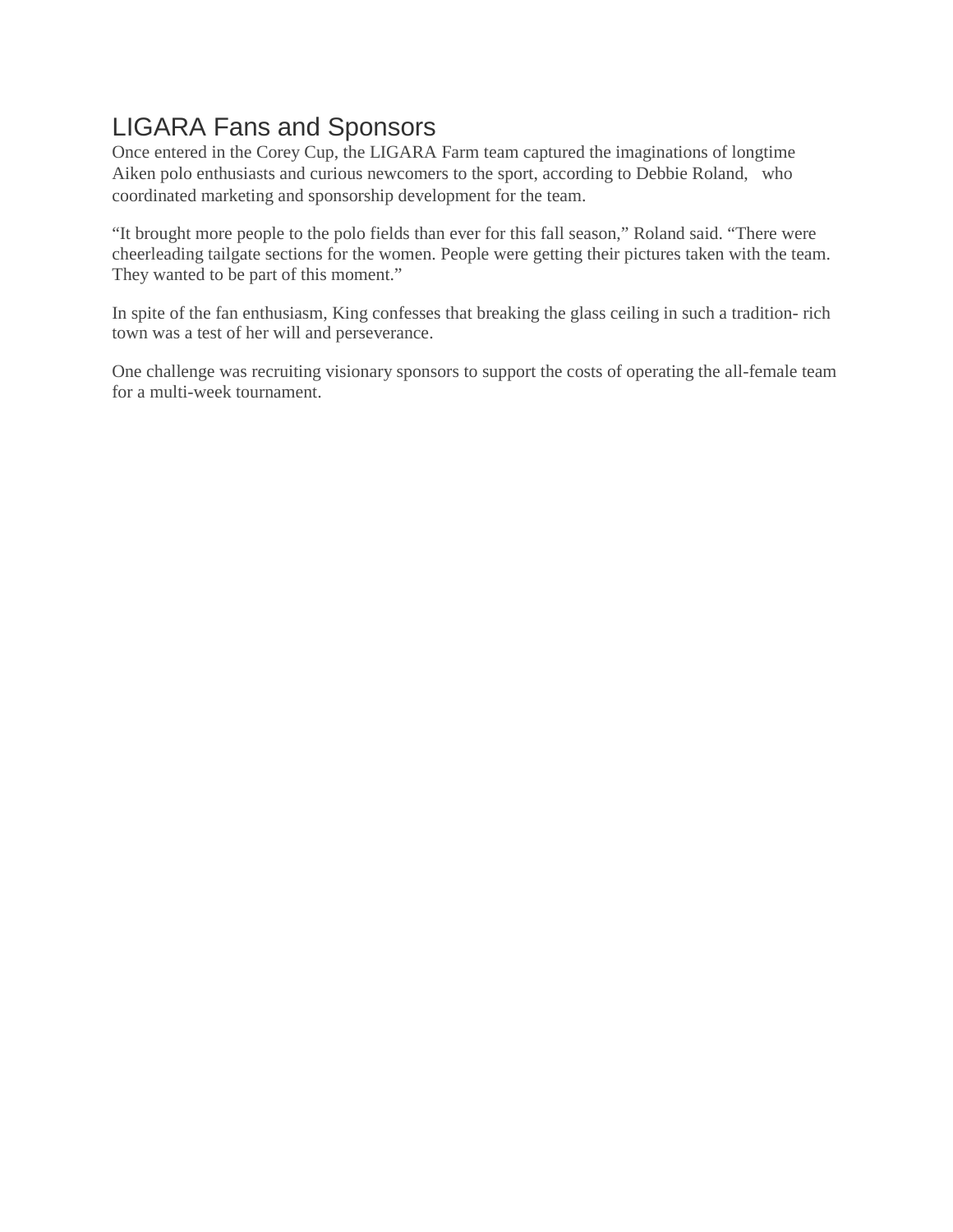## LIGARA Fans and Sponsors

Once entered in the Corey Cup, the LIGARA Farm team captured the imaginations of longtime Aiken polo enthusiasts and curious newcomers to the sport, according to Debbie Roland, who coordinated marketing and sponsorship development for the team.

"It brought more people to the polo fields than ever for this fall season," Roland said. "There were cheerleading tailgate sections for the women. People were getting their pictures taken with the team. They wanted to be part of this moment."

In spite of the fan enthusiasm, King confesses that breaking the glass ceiling in such a tradition- rich town was a test of her will and perseverance.

One challenge was recruiting visionary sponsors to support the costs of operating the all-female team for a multi-week tournament.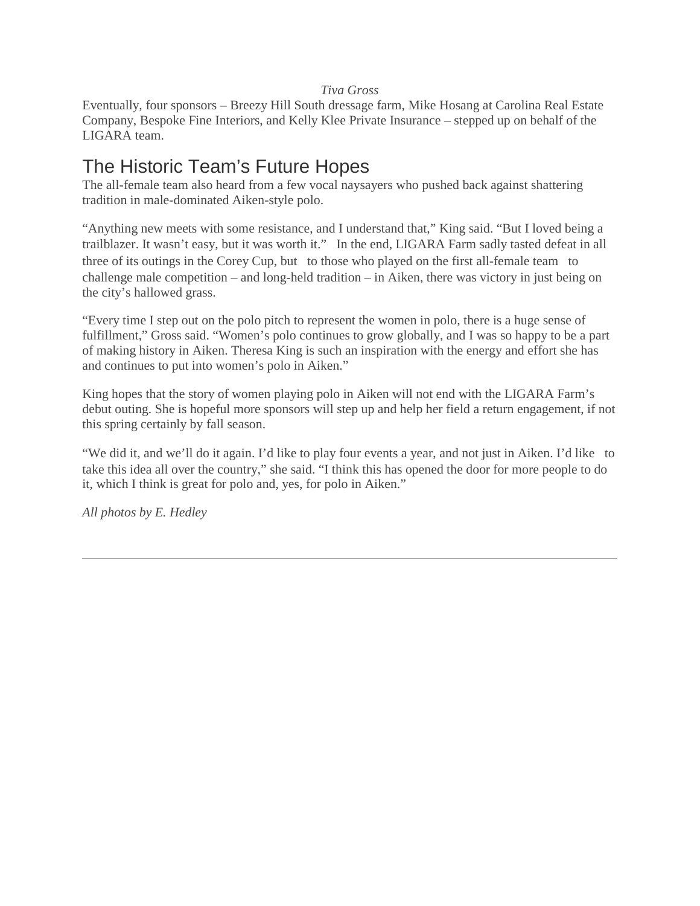*Tiva Gross*

Eventually, four sponsors – Breezy Hill South dressage farm, Mike Hosang at Carolina Real Estate Company, Bespoke Fine Interiors, and Kelly Klee Private Insurance – stepped up on behalf of the LIGARA team.

## The Historic Team's Future Hopes

The all-female team also heard from a few vocal naysayers who pushed back against shattering tradition in male-dominated Aiken-style polo.

"Anything new meets with some resistance, and I understand that," King said. "But I loved being a trailblazer. It wasn't easy, but it was worth it." In the end, LIGARA Farm sadly tasted defeat in all three of its outings in the Corey Cup, but to those who played on the first all-female team to challenge male competition – and long-held tradition – in Aiken, there was victory in just being on the city's hallowed grass.

"Every time I step out on the polo pitch to represent the women in polo, there is a huge sense of fulfillment," Gross said. "Women's polo continues to grow globally, and I was so happy to be a part of making history in Aiken. Theresa King is such an inspiration with the energy and effort she has and continues to put into women's polo in Aiken."

King hopes that the story of women playing polo in Aiken will not end with the LIGARA Farm's debut outing. She is hopeful more sponsors will step up and help her field a return engagement, if not this spring certainly by fall season.

"We did it, and we'll do it again. I'd like to play four events a year, and not just in Aiken. I'd like to take this idea all over the country," she said. "I think this has opened the door for more people to do it, which I think is great for polo and, yes, for polo in Aiken."

*All photos by E. Hedley*

---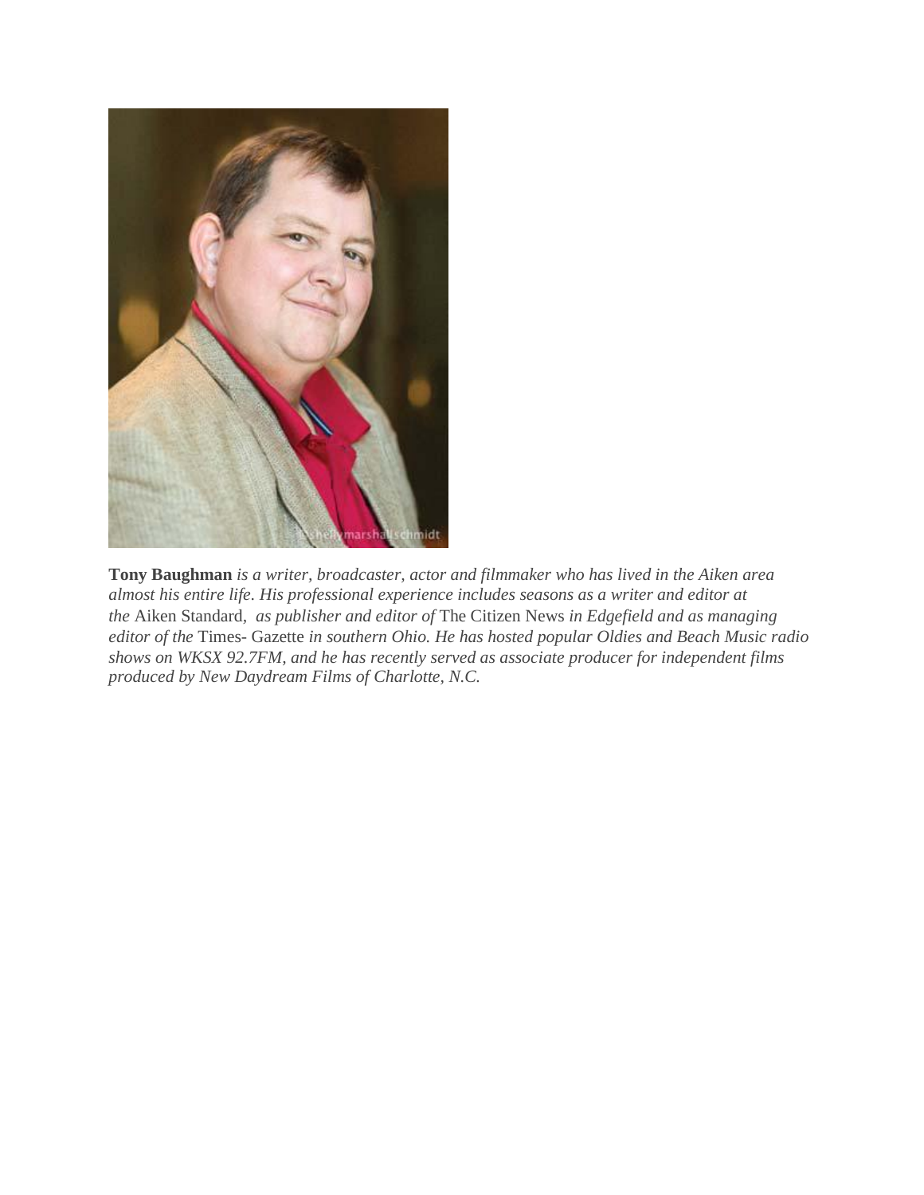**Tony Baughman** *is a writer, broadcaster, actor and filmmaker who has lived in the Aiken area almost his entire life. His professional experience includes seasons as a writer and editor at the* Aiken Standard*, as publisher and editor of* The Citizen News *in Edgefield and as managing editor of the* Times- Gazette *in southern Ohio. He has hosted popular Oldies and Beach Music radio shows on WKSX 92.7FM, and he has recently served as associate producer for independent films produced by New Daydream Films of Charlotte, N.C.*